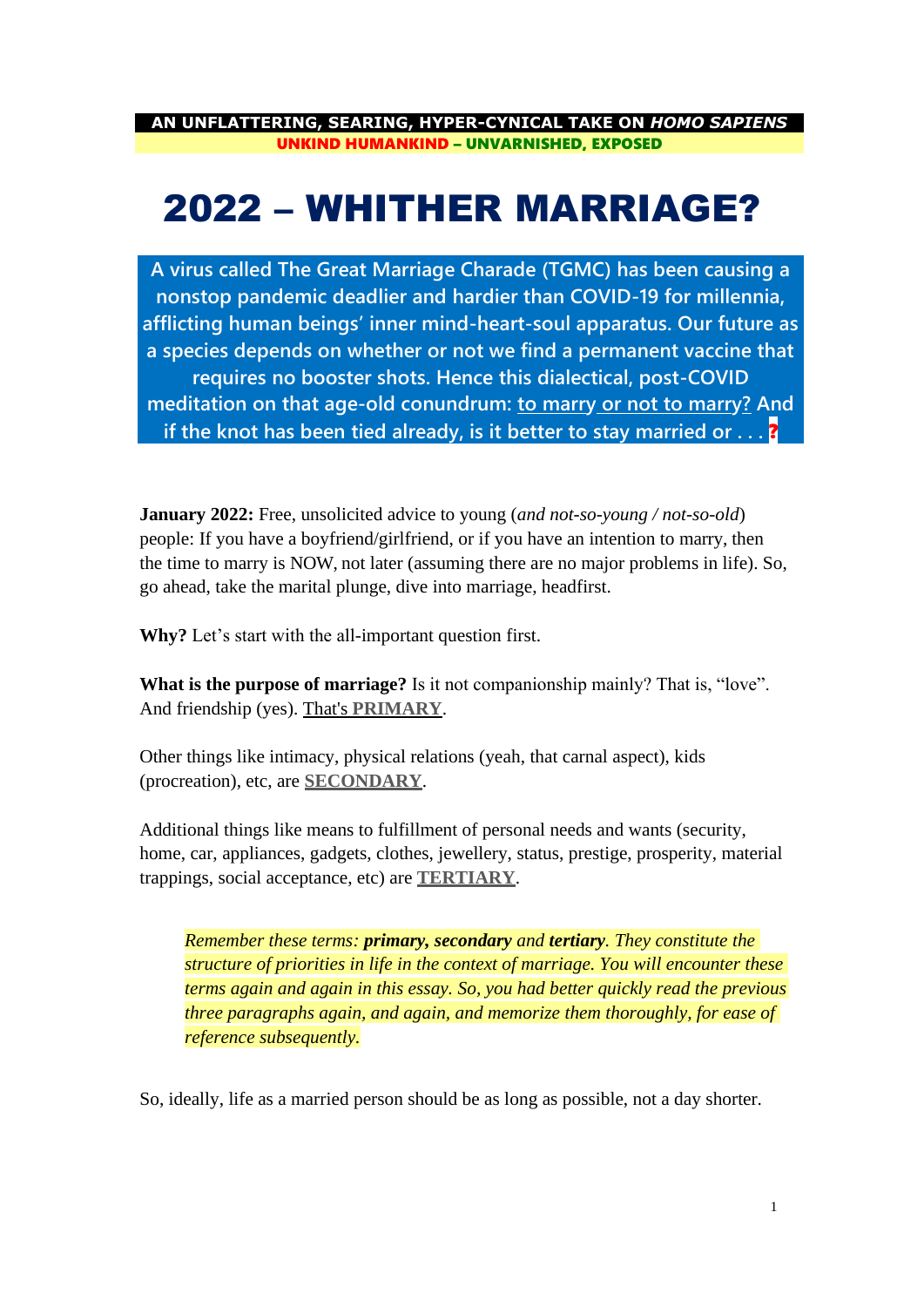**AN UNFLATTERING, SEARING, HYPER-CYNICAL TAKE ON *HOMO SAPIENS***

**UNKIND HUMANKIND – UNVARNISHED, EXPOSED**

# 2022 – WHITHER MARRIAGE?

**A virus called The Great Marriage Charade (TGMC) has been causing a nonstop pandemic deadlier and hardier than COVID-19 for millennia, afflicting human beings' inner mind-heart-soul apparatus. Our future as a species depends on whether or not we find a permanent vaccine that requires no booster shots. Hence this dialectical, post-COVID meditation on that age-old conundrum: to marry or not to marry? And if the knot has been tied already, is it better to stay married or . . . ?**

**January 2022:** Free, unsolicited advice to young (*and not-so-young / not-so-old*) people: If you have a boyfriend/girlfriend, or if you have an intention to marry, then the time to marry is NOW, not later (assuming there are no major problems in life). So, go ahead, take the marital plunge, dive into marriage, headfirst.

**Why?** Let's start with the all-important question first.

**What is the purpose of marriage?** Is it not companionship mainly? That is, "love". And friendship (yes). That's **PRIMARY**.

Other things like intimacy, physical relations (yeah, that carnal aspect), kids (procreation), etc, are **SECONDARY**.

Additional things like means to fulfillment of personal needs and wants (security, home, car, appliances, gadgets, clothes, jewellery, status, prestige, prosperity, material trappings, social acceptance, etc) are **TERTIARY**.

> *Remember these terms: **primary, secondary** and **tertiary**. They constitute the structure of priorities in life in the context of marriage. You will encounter these terms again and again in this essay. So, you had better quickly read the previous three paragraphs again, and again, and memorize them thoroughly, for ease of reference subsequently.*

So, ideally, life as a married person should be as long as possible, not a day shorter.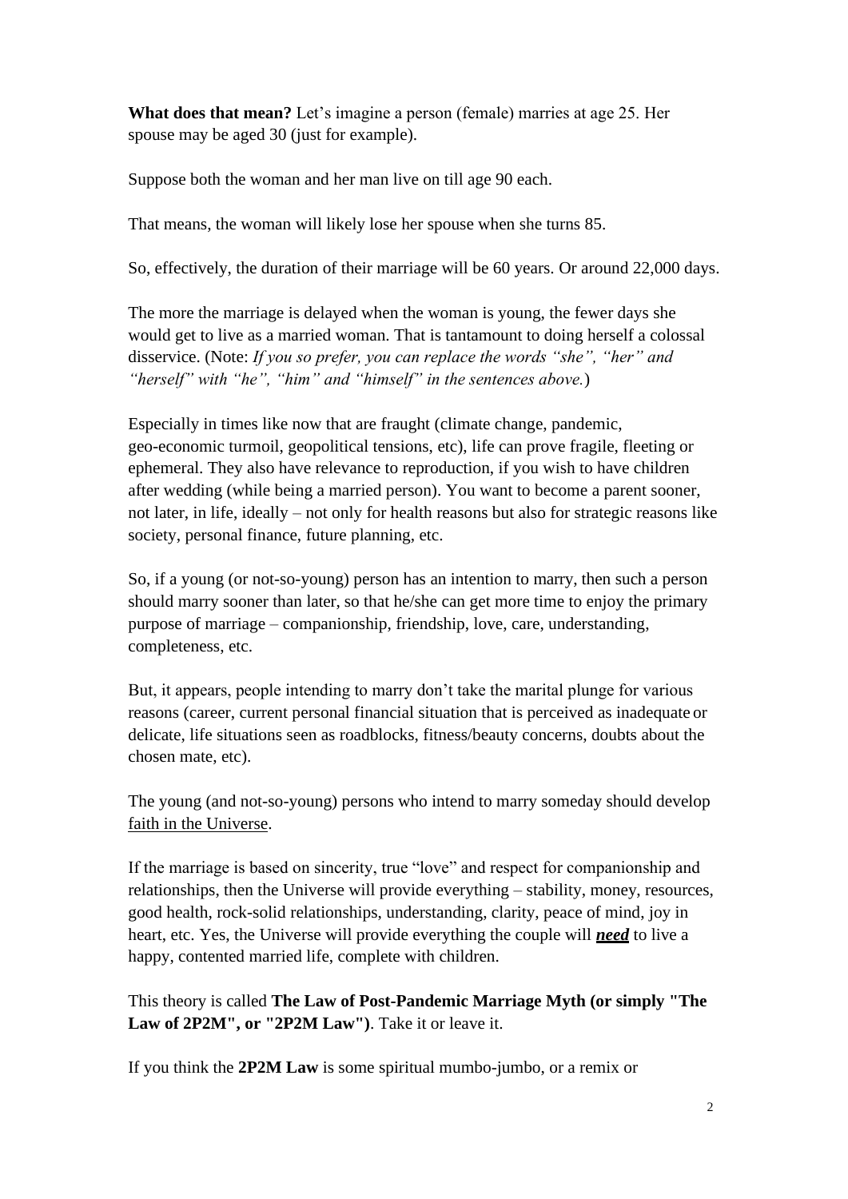**What does that mean?** Let's imagine a person (female) marries at age 25. Her spouse may be aged 30 (just for example).

Suppose both the woman and her man live on till age 90 each.

That means, the woman will likely lose her spouse when she turns 85.

So, effectively, the duration of their marriage will be 60 years. Or around 22,000 days.

The more the marriage is delayed when the woman is young, the fewer days she would get to live as a married woman. That is tantamount to doing herself a colossal disservice. (Note: *If you so prefer, you can replace the words "she", "her" and "herself" with "he", "him" and "himself" in the sentences above.*)

Especially in times like now that are fraught (climate change, pandemic, geo-economic turmoil, geopolitical tensions, etc), life can prove fragile, fleeting or ephemeral. They also have relevance to reproduction, if you wish to have children after wedding (while being a married person). You want to become a parent sooner, not later, in life, ideally – not only for health reasons but also for strategic reasons like society, personal finance, future planning, etc.

So, if a young (or not-so-young) person has an intention to marry, then such a person should marry sooner than later, so that he/she can get more time to enjoy the primary purpose of marriage – companionship, friendship, love, care, understanding, completeness, etc.

But, it appears, people intending to marry don't take the marital plunge for various reasons (career, current personal financial situation that is perceived as inadequate or delicate, life situations seen as roadblocks, fitness/beauty concerns, doubts about the chosen mate, etc).

The young (and not-so-young) persons who intend to marry someday should develop faith in the Universe.

If the marriage is based on sincerity, true "love" and respect for companionship and relationships, then the Universe will provide everything – stability, money, resources, good health, rock-solid relationships, understanding, clarity, peace of mind, joy in heart, etc. Yes, the Universe will provide everything the couple will ***need*** to live a happy, contented married life, complete with children.

This theory is called **The Law of Post-Pandemic Marriage Myth (or simply "The Law of 2P2M", or "2P2M Law")**. Take it or leave it.

If you think the **2P2M Law** is some spiritual mumbo-jumbo, or a remix or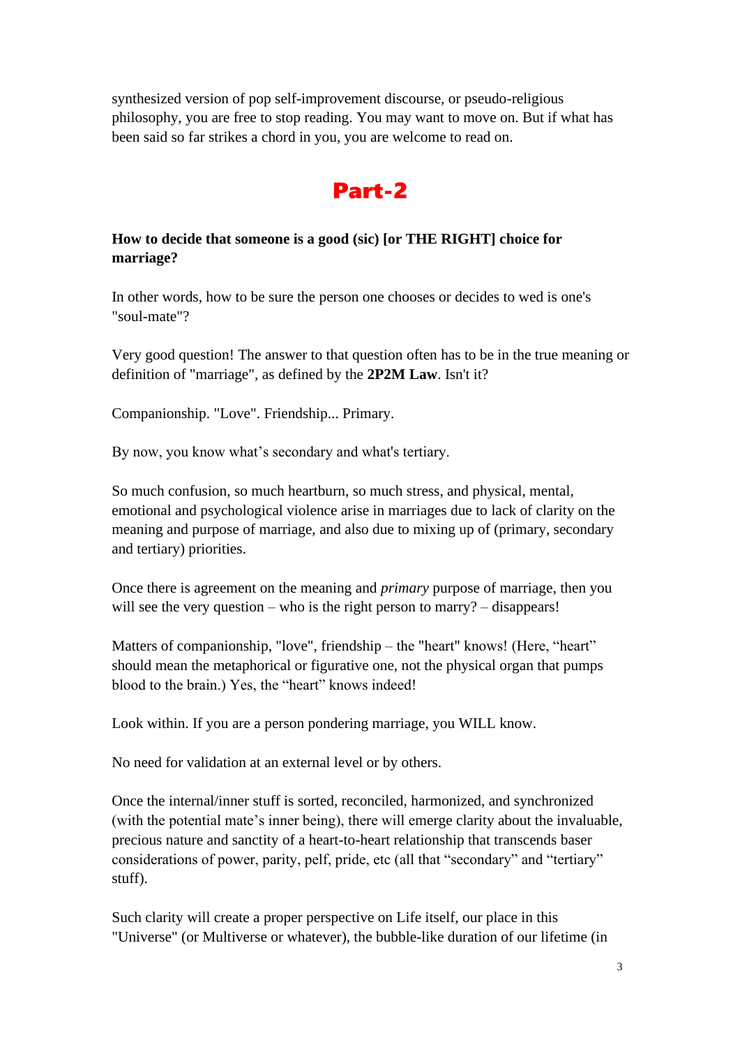synthesized version of pop self-improvement discourse, or pseudo-religious philosophy, you are free to stop reading. You may want to move on. But if what has been said so far strikes a chord in you, you are welcome to read on.

# Part-2

**How to decide that someone is a good (sic) [or THE RIGHT] choice for marriage?**

In other words, how to be sure the person one chooses or decides to wed is one's "soul-mate"?

Very good question! The answer to that question often has to be in the true meaning or definition of "marriage", as defined by the **2P2M Law**. Isn't it?

Companionship. "Love". Friendship... Primary.

By now, you know what's secondary and what's tertiary.

So much confusion, so much heartburn, so much stress, and physical, mental, emotional and psychological violence arise in marriages due to lack of clarity on the meaning and purpose of marriage, and also due to mixing up of (primary, secondary and tertiary) priorities.

Once there is agreement on the meaning and *primary* purpose of marriage, then you will see the very question – who is the right person to marry? – disappears!

Matters of companionship, "love", friendship – the "heart" knows! (Here, "heart" should mean the metaphorical or figurative one, not the physical organ that pumps blood to the brain.) Yes, the "heart" knows indeed!

Look within. If you are a person pondering marriage, you WILL know.

No need for validation at an external level or by others.

Once the internal/inner stuff is sorted, reconciled, harmonized, and synchronized (with the potential mate's inner being), there will emerge clarity about the invaluable, precious nature and sanctity of a heart-to-heart relationship that transcends baser considerations of power, parity, pelf, pride, etc (all that "secondary" and "tertiary" stuff).

Such clarity will create a proper perspective on Life itself, our place in this "Universe" (or Multiverse or whatever), the bubble-like duration of our lifetime (in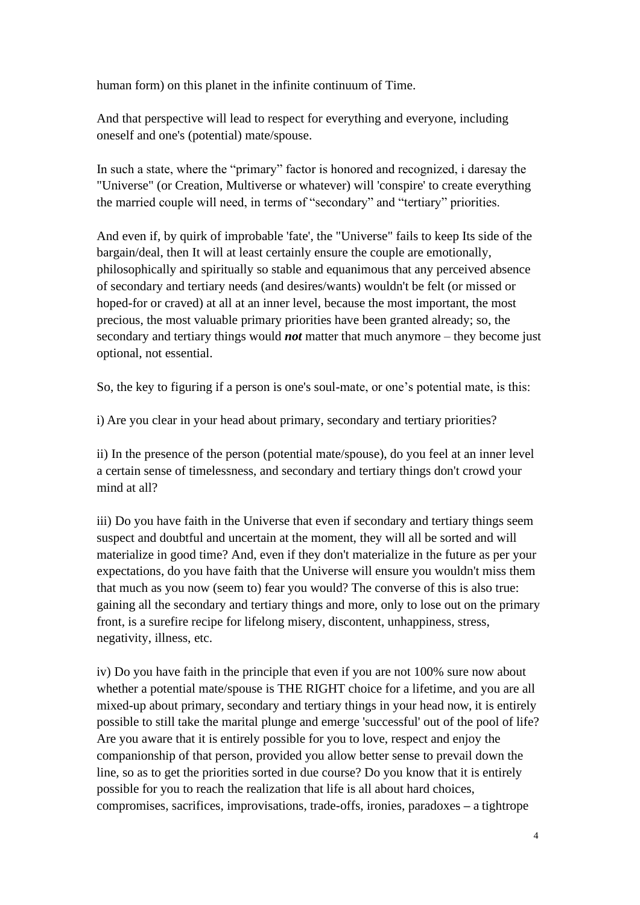human form) on this planet in the infinite continuum of Time.

And that perspective will lead to respect for everything and everyone, including oneself and one's (potential) mate/spouse.

In such a state, where the "primary" factor is honored and recognized, i daresay the "Universe" (or Creation, Multiverse or whatever) will 'conspire' to create everything the married couple will need, in terms of "secondary" and "tertiary" priorities.

And even if, by quirk of improbable 'fate', the "Universe" fails to keep Its side of the bargain/deal, then It will at least certainly ensure the couple are emotionally, philosophically and spiritually so stable and equanimous that any perceived absence of secondary and tertiary needs (and desires/wants) wouldn't be felt (or missed or hoped-for or craved) at all at an inner level, because the most important, the most precious, the most valuable primary priorities have been granted already; so, the secondary and tertiary things would ***not*** matter that much anymore – they become just optional, not essential.

So, the key to figuring if a person is one's soul-mate, or one's potential mate, is this:

i) Are you clear in your head about primary, secondary and tertiary priorities?

ii) In the presence of the person (potential mate/spouse), do you feel at an inner level a certain sense of timelessness, and secondary and tertiary things don't crowd your mind at all?

iii) Do you have faith in the Universe that even if secondary and tertiary things seem suspect and doubtful and uncertain at the moment, they will all be sorted and will materialize in good time? And, even if they don't materialize in the future as per your expectations, do you have faith that the Universe will ensure you wouldn't miss them that much as you now (seem to) fear you would? The converse of this is also true: gaining all the secondary and tertiary things and more, only to lose out on the primary front, is a surefire recipe for lifelong misery, discontent, unhappiness, stress, negativity, illness, etc.

iv) Do you have faith in the principle that even if you are not 100% sure now about whether a potential mate/spouse is THE RIGHT choice for a lifetime, and you are all mixed-up about primary, secondary and tertiary things in your head now, it is entirely possible to still take the marital plunge and emerge 'successful' out of the pool of life? Are you aware that it is entirely possible for you to love, respect and enjoy the companionship of that person, provided you allow better sense to prevail down the line, so as to get the priorities sorted in due course? Do you know that it is entirely possible for you to reach the realization that life is all about hard choices, compromises, sacrifices, improvisations, trade-offs, ironies, paradoxes – a tightrope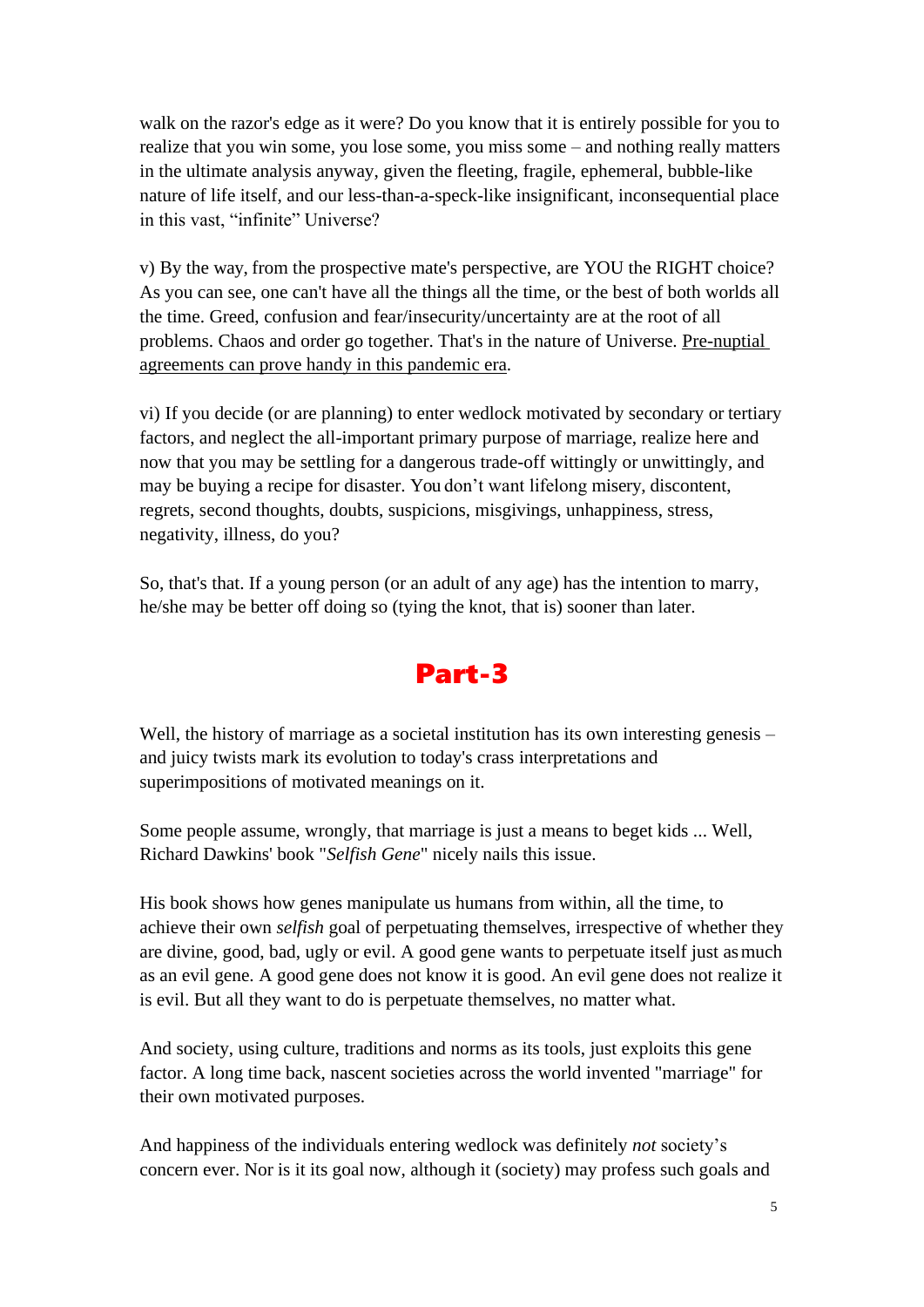walk on the razor's edge as it were? Do you know that it is entirely possible for you to realize that you win some, you lose some, you miss some – and nothing really matters in the ultimate analysis anyway, given the fleeting, fragile, ephemeral, bubble-like nature of life itself, and our less-than-a-speck-like insignificant, inconsequential place in this vast, "infinite" Universe?

v) By the way, from the prospective mate's perspective, are YOU the RIGHT choice? As you can see, one can't have all the things all the time, or the best of both worlds all the time. Greed, confusion and fear/insecurity/uncertainty are at the root of all problems. Chaos and order go together. That's in the nature of Universe. Pre-nuptial agreements can prove handy in this pandemic era.

vi) If you decide (or are planning) to enter wedlock motivated by secondary or tertiary factors, and neglect the all-important primary purpose of marriage, realize here and now that you may be settling for a dangerous trade-off wittingly or unwittingly, and may be buying a recipe for disaster. You don't want lifelong misery, discontent, regrets, second thoughts, doubts, suspicions, misgivings, unhappiness, stress, negativity, illness, do you?

So, that's that. If a young person (or an adult of any age) has the intention to marry, he/she may be better off doing so (tying the knot, that is) sooner than later.

## Part-3

Well, the history of marriage as a societal institution has its own interesting genesis – and juicy twists mark its evolution to today's crass interpretations and superimpositions of motivated meanings on it.

Some people assume, wrongly, that marriage is just a means to beget kids ... Well, Richard Dawkins' book "*Selfish Gene*" nicely nails this issue.

His book shows how genes manipulate us humans from within, all the time, to achieve their own *selfish* goal of perpetuating themselves, irrespective of whether they are divine, good, bad, ugly or evil. A good gene wants to perpetuate itself just as much as an evil gene. A good gene does not know it is good. An evil gene does not realize it is evil. But all they want to do is perpetuate themselves, no matter what.

And society, using culture, traditions and norms as its tools, just exploits this gene factor. A long time back, nascent societies across the world invented "marriage" for their own motivated purposes.

And happiness of the individuals entering wedlock was definitely *not* society's concern ever. Nor is it its goal now, although it (society) may profess such goals and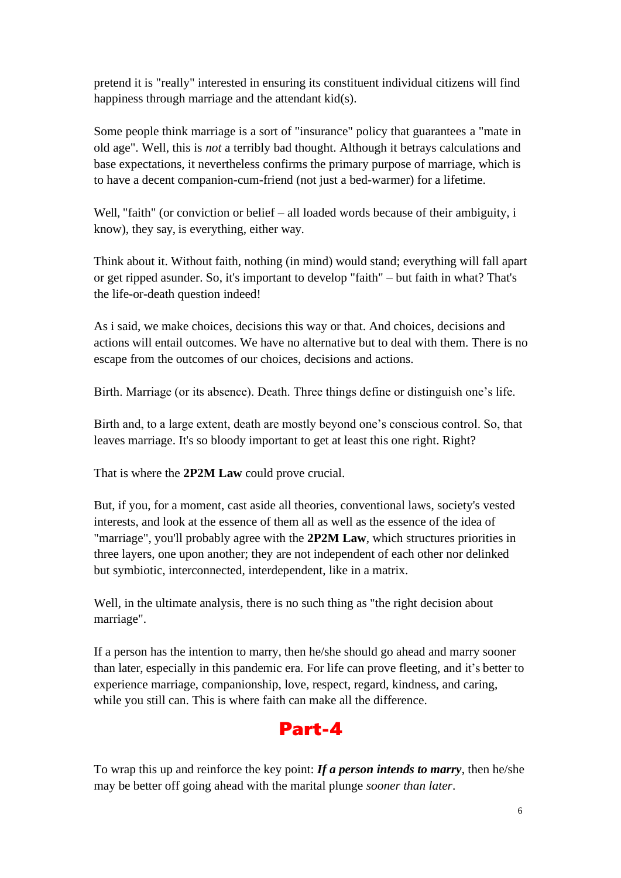pretend it is "really" interested in ensuring its constituent individual citizens will find happiness through marriage and the attendant kid(s).

Some people think marriage is a sort of "insurance" policy that guarantees a "mate in old age". Well, this is *not* a terribly bad thought. Although it betrays calculations and base expectations, it nevertheless confirms the primary purpose of marriage, which is to have a decent companion-cum-friend (not just a bed-warmer) for a lifetime.

Well, "faith" (or conviction or belief – all loaded words because of their ambiguity, i know), they say, is everything, either way.

Think about it. Without faith, nothing (in mind) would stand; everything will fall apart or get ripped asunder. So, it's important to develop "faith" – but faith in what? That's the life-or-death question indeed!

As i said, we make choices, decisions this way or that. And choices, decisions and actions will entail outcomes. We have no alternative but to deal with them. There is no escape from the outcomes of our choices, decisions and actions.

Birth. Marriage (or its absence). Death. Three things define or distinguish one's life.

Birth and, to a large extent, death are mostly beyond one's conscious control. So, that leaves marriage. It's so bloody important to get at least this one right. Right?

That is where the **2P2M Law** could prove crucial.

But, if you, for a moment, cast aside all theories, conventional laws, society's vested interests, and look at the essence of them all as well as the essence of the idea of "marriage", you'll probably agree with the **2P2M Law**, which structures priorities in three layers, one upon another; they are not independent of each other nor delinked but symbiotic, interconnected, interdependent, like in a matrix.

Well, in the ultimate analysis, there is no such thing as "the right decision about marriage".

If a person has the intention to marry, then he/she should go ahead and marry sooner than later, especially in this pandemic era. For life can prove fleeting, and it's better to experience marriage, companionship, love, respect, regard, kindness, and caring, while you still can. This is where faith can make all the difference.

## Part-4

To wrap this up and reinforce the key point: ***If a person intends to marry***, then he/she may be better off going ahead with the marital plunge *sooner than later*.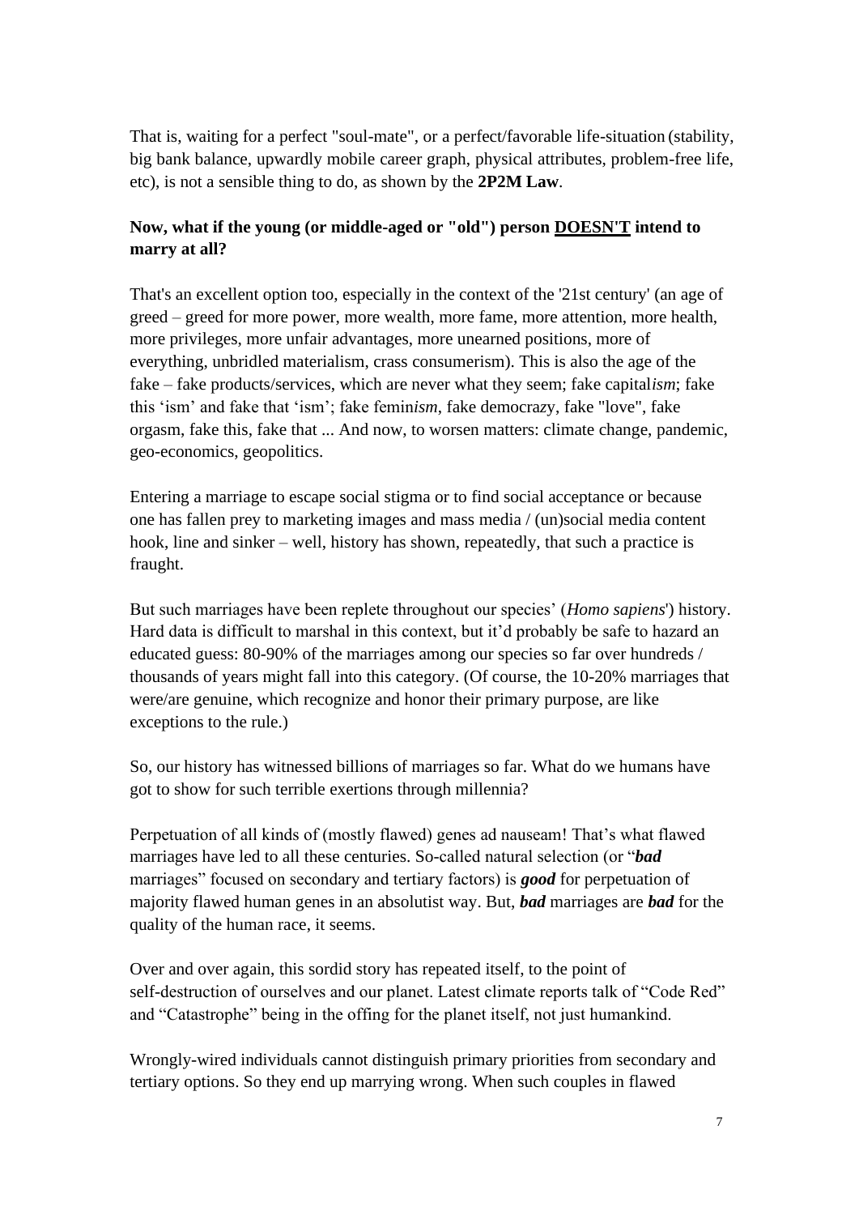That is, waiting for a perfect "soul-mate", or a perfect/favorable life-situation (stability, big bank balance, upwardly mobile career graph, physical attributes, problem-free life, etc), is not a sensible thing to do, as shown by the **2P2M Law**.

**Now, what if the young (or middle-aged or "old") person <u>DOESN'T</u> intend to marry at all?**

That's an excellent option too, especially in the context of the '21st century' (an age of greed – greed for more power, more wealth, more fame, more attention, more health, more privileges, more unfair advantages, more unearned positions, more of everything, unbridled materialism, crass consumerism). This is also the age of the fake – fake products/services, which are never what they seem; fake capital*ism*; fake this 'ism' and fake that 'ism'; fake femin*ism*, fake democrazy, fake "love", fake orgasm, fake this, fake that ... And now, to worsen matters: climate change, pandemic, geo-economics, geopolitics.

Entering a marriage to escape social stigma or to find social acceptance or because one has fallen prey to marketing images and mass media / (un)social media content hook, line and sinker – well, history has shown, repeatedly, that such a practice is fraught.

But such marriages have been replete throughout our species' (*Homo sapiens*') history. Hard data is difficult to marshal in this context, but it'd probably be safe to hazard an educated guess: 80-90% of the marriages among our species so far over hundreds / thousands of years might fall into this category. (Of course, the 10-20% marriages that were/are genuine, which recognize and honor their primary purpose, are like exceptions to the rule.)

So, our history has witnessed billions of marriages so far. What do we humans have got to show for such terrible exertions through millennia?

Perpetuation of all kinds of (mostly flawed) genes ad nauseam! That's what flawed marriages have led to all these centuries. So-called natural selection (or "***bad*** marriages" focused on secondary and tertiary factors) is ***good*** for perpetuation of majority flawed human genes in an absolutist way. But, ***bad*** marriages are ***bad*** for the quality of the human race, it seems.

Over and over again, this sordid story has repeated itself, to the point of self-destruction of ourselves and our planet. Latest climate reports talk of "Code Red" and "Catastrophe" being in the offing for the planet itself, not just humankind.

Wrongly-wired individuals cannot distinguish primary priorities from secondary and tertiary options. So they end up marrying wrong. When such couples in flawed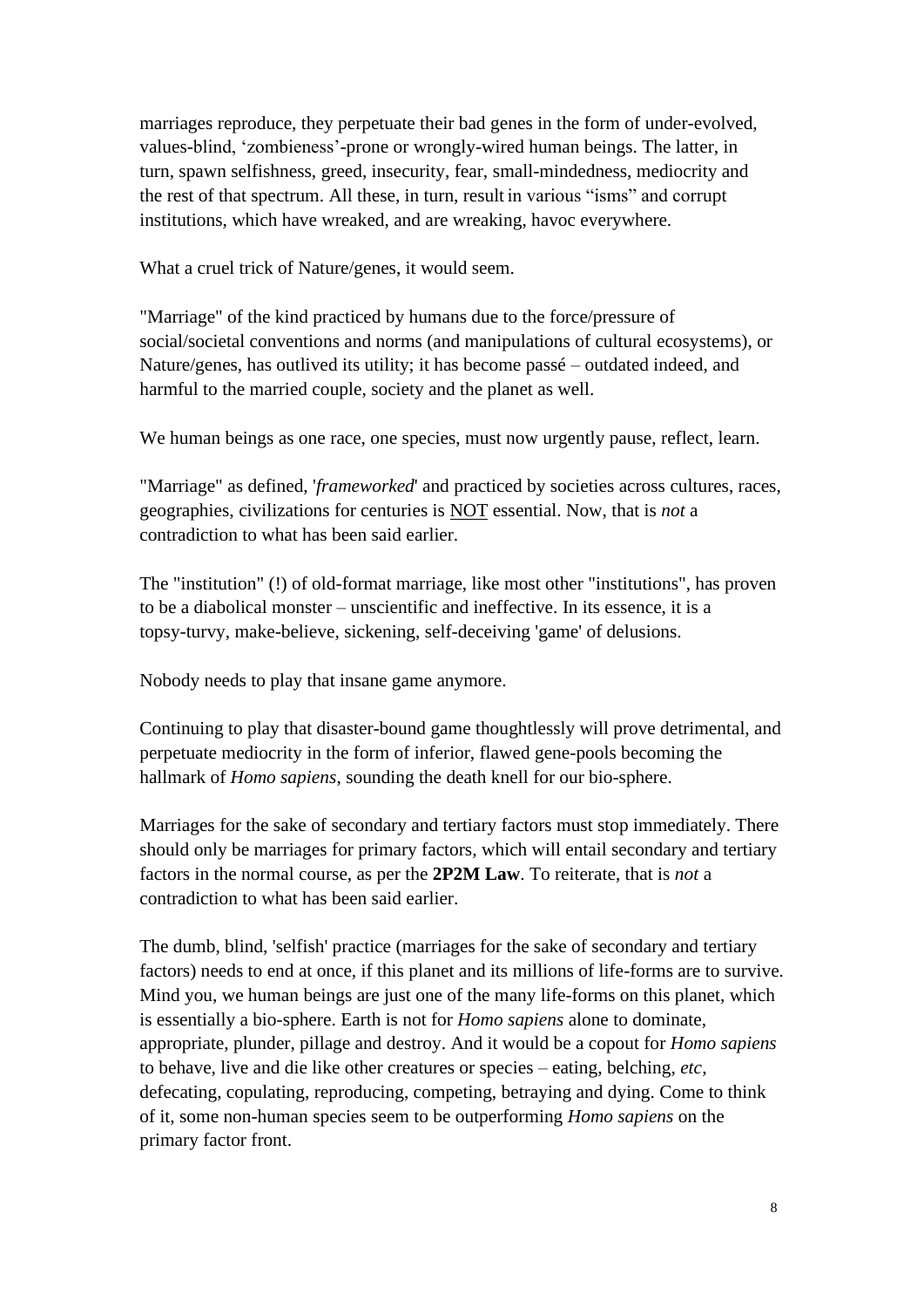marriages reproduce, they perpetuate their bad genes in the form of under-evolved, values-blind, 'zombieness'-prone or wrongly-wired human beings. The latter, in turn, spawn selfishness, greed, insecurity, fear, small-mindedness, mediocrity and the rest of that spectrum. All these, in turn, result in various "isms" and corrupt institutions, which have wreaked, and are wreaking, havoc everywhere.

What a cruel trick of Nature/genes, it would seem.

"Marriage" of the kind practiced by humans due to the force/pressure of social/societal conventions and norms (and manipulations of cultural ecosystems), or Nature/genes, has outlived its utility; it has become passé – outdated indeed, and harmful to the married couple, society and the planet as well.

We human beings as one race, one species, must now urgently pause, reflect, learn.

"Marriage" as defined, '*frameworked*' and practiced by societies across cultures, races, geographies, civilizations for centuries is <u>NOT</u> essential. Now, that is *not* a contradiction to what has been said earlier.

The "institution" (!) of old-format marriage, like most other "institutions", has proven to be a diabolical monster – unscientific and ineffective. In its essence, it is a topsy-turvy, make-believe, sickening, self-deceiving 'game' of delusions.

Nobody needs to play that insane game anymore.

Continuing to play that disaster-bound game thoughtlessly will prove detrimental, and perpetuate mediocrity in the form of inferior, flawed gene-pools becoming the hallmark of *Homo sapiens*, sounding the death knell for our bio-sphere.

Marriages for the sake of secondary and tertiary factors must stop immediately. There should only be marriages for primary factors, which will entail secondary and tertiary factors in the normal course, as per the **2P2M Law**. To reiterate, that is *not* a contradiction to what has been said earlier.

The dumb, blind, 'selfish' practice (marriages for the sake of secondary and tertiary factors) needs to end at once, if this planet and its millions of life-forms are to survive. Mind you, we human beings are just one of the many life-forms on this planet, which is essentially a bio-sphere. Earth is not for *Homo sapiens* alone to dominate, appropriate, plunder, pillage and destroy. And it would be a copout for *Homo sapiens* to behave, live and die like other creatures or species – eating, belching, *etc*, defecating, copulating, reproducing, competing, betraying and dying. Come to think of it, some non-human species seem to be outperforming *Homo sapiens* on the primary factor front.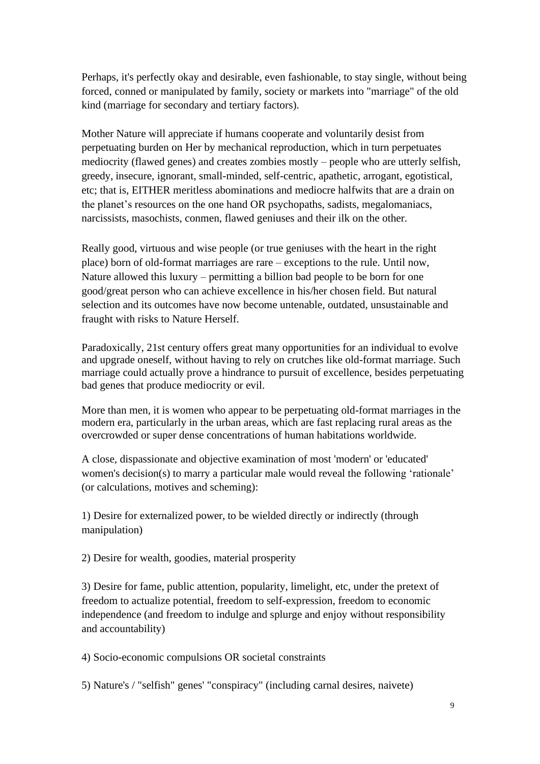Perhaps, it's perfectly okay and desirable, even fashionable, to stay single, without being forced, conned or manipulated by family, society or markets into "marriage" of the old kind (marriage for secondary and tertiary factors).

Mother Nature will appreciate if humans cooperate and voluntarily desist from perpetuating burden on Her by mechanical reproduction, which in turn perpetuates mediocrity (flawed genes) and creates zombies mostly – people who are utterly selfish, greedy, insecure, ignorant, small-minded, self-centric, apathetic, arrogant, egotistical, etc; that is, EITHER meritless abominations and mediocre halfwits that are a drain on the planet's resources on the one hand OR psychopaths, sadists, megalomaniacs, narcissists, masochists, conmen, flawed geniuses and their ilk on the other.

Really good, virtuous and wise people (or true geniuses with the heart in the right place) born of old-format marriages are rare – exceptions to the rule. Until now, Nature allowed this luxury – permitting a billion bad people to be born for one good/great person who can achieve excellence in his/her chosen field. But natural selection and its outcomes have now become untenable, outdated, unsustainable and fraught with risks to Nature Herself.

Paradoxically, 21st century offers great many opportunities for an individual to evolve and upgrade oneself, without having to rely on crutches like old-format marriage. Such marriage could actually prove a hindrance to pursuit of excellence, besides perpetuating bad genes that produce mediocrity or evil.

More than men, it is women who appear to be perpetuating old-format marriages in the modern era, particularly in the urban areas, which are fast replacing rural areas as the overcrowded or super dense concentrations of human habitations worldwide.

A close, dispassionate and objective examination of most 'modern' or 'educated' women's decision(s) to marry a particular male would reveal the following 'rationale' (or calculations, motives and scheming):

1) Desire for externalized power, to be wielded directly or indirectly (through manipulation)

2) Desire for wealth, goodies, material prosperity

3) Desire for fame, public attention, popularity, limelight, etc, under the pretext of freedom to actualize potential, freedom to self-expression, freedom to economic independence (and freedom to indulge and splurge and enjoy without responsibility and accountability)

4) Socio-economic compulsions OR societal constraints

5) Nature's / "selfish" genes' "conspiracy" (including carnal desires, naivete)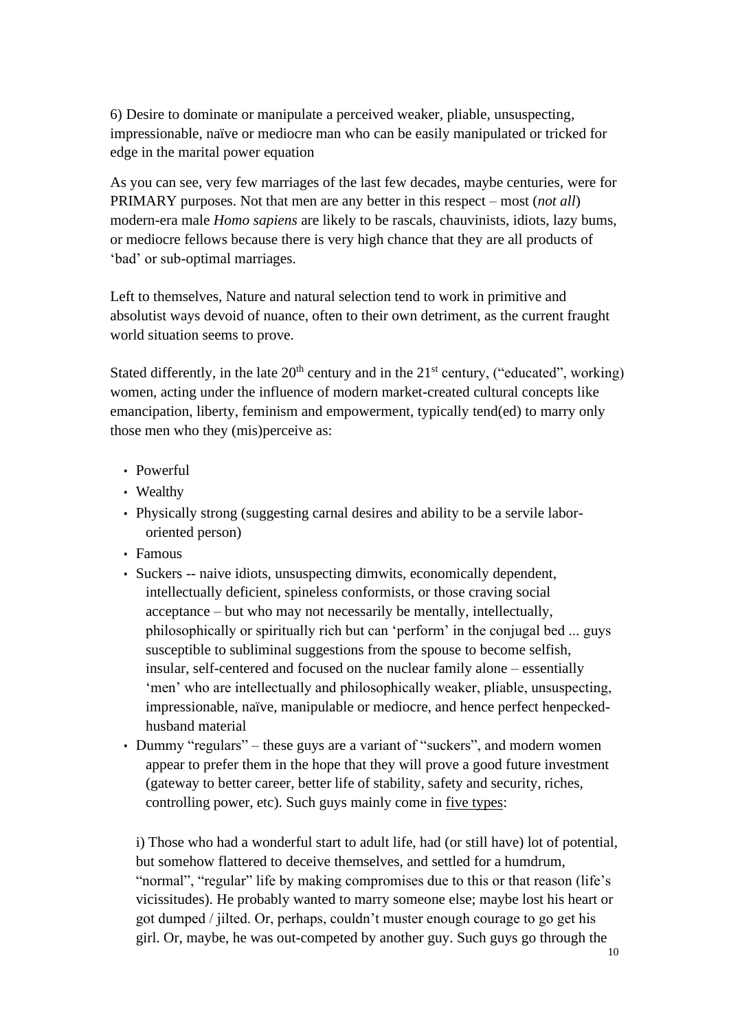6) Desire to dominate or manipulate a perceived weaker, pliable, unsuspecting, impressionable, naïve or mediocre man who can be easily manipulated or tricked for edge in the marital power equation

As you can see, very few marriages of the last few decades, maybe centuries, were for PRIMARY purposes. Not that men are any better in this respect – most (*not all*) modern-era male *Homo sapiens* are likely to be rascals, chauvinists, idiots, lazy bums, or mediocre fellows because there is very high chance that they are all products of 'bad' or sub-optimal marriages.

Left to themselves, Nature and natural selection tend to work in primitive and absolutist ways devoid of nuance, often to their own detriment, as the current fraught world situation seems to prove.

Stated differently, in the late 20th century and in the 21st century, ("educated", working) women, acting under the influence of modern market-created cultural concepts like emancipation, liberty, feminism and empowerment, typically tend(ed) to marry only those men who they (mis)perceive as:

- Powerful
- Wealthy
- Physically strong (suggesting carnal desires and ability to be a servile labor-oriented person)
- Famous
- Suckers -- naive idiots, unsuspecting dimwits, economically dependent, intellectually deficient, spineless conformists, or those craving social acceptance – but who may not necessarily be mentally, intellectually, philosophically or spiritually rich but can 'perform' in the conjugal bed ... guys susceptible to subliminal suggestions from the spouse to become selfish, insular, self-centered and focused on the nuclear family alone – essentially 'men' who are intellectually and philosophically weaker, pliable, unsuspecting, impressionable, naïve, manipulable or mediocre, and hence perfect henpecked-husband material
- Dummy "regulars" – these guys are a variant of "suckers", and modern women appear to prefer them in the hope that they will prove a good future investment (gateway to better career, better life of stability, safety and security, riches, controlling power, etc). Such guys mainly come in <u>five types</u>:

  i) Those who had a wonderful start to adult life, had (or still have) lot of potential, but somehow flattered to deceive themselves, and settled for a humdrum, "normal", "regular" life by making compromises due to this or that reason (life's vicissitudes). He probably wanted to marry someone else; maybe lost his heart or got dumped / jilted. Or, perhaps, couldn't muster enough courage to go get his girl. Or, maybe, he was out-competed by another guy. Such guys go through the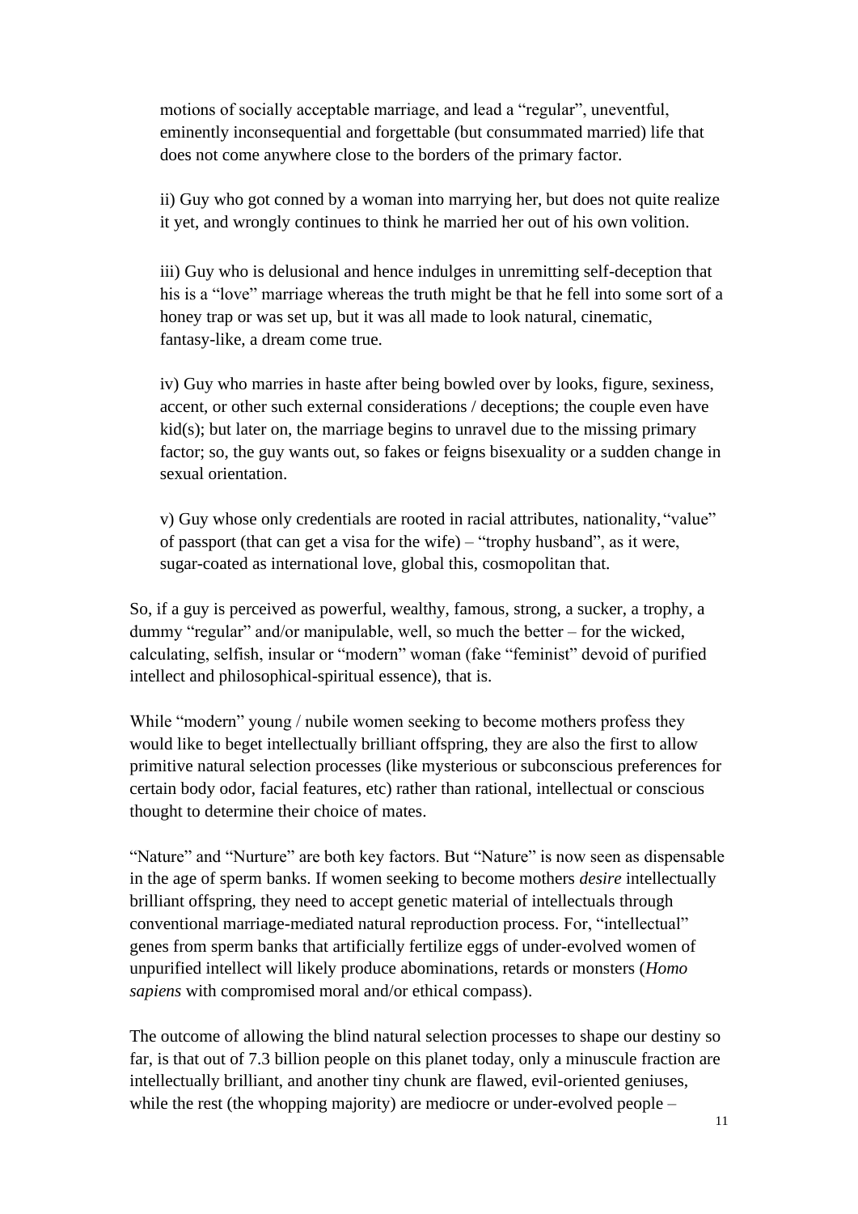motions of socially acceptable marriage, and lead a "regular", uneventful, eminently inconsequential and forgettable (but consummated married) life that does not come anywhere close to the borders of the primary factor.

ii) Guy who got conned by a woman into marrying her, but does not quite realize it yet, and wrongly continues to think he married her out of his own volition.

iii) Guy who is delusional and hence indulges in unremitting self-deception that his is a "love" marriage whereas the truth might be that he fell into some sort of a honey trap or was set up, but it was all made to look natural, cinematic, fantasy-like, a dream come true.

iv) Guy who marries in haste after being bowled over by looks, figure, sexiness, accent, or other such external considerations / deceptions; the couple even have kid(s); but later on, the marriage begins to unravel due to the missing primary factor; so, the guy wants out, so fakes or feigns bisexuality or a sudden change in sexual orientation.

v) Guy whose only credentials are rooted in racial attributes, nationality, "value" of passport (that can get a visa for the wife) – "trophy husband", as it were, sugar-coated as international love, global this, cosmopolitan that.

So, if a guy is perceived as powerful, wealthy, famous, strong, a sucker, a trophy, a dummy "regular" and/or manipulable, well, so much the better – for the wicked, calculating, selfish, insular or "modern" woman (fake "feminist" devoid of purified intellect and philosophical-spiritual essence), that is.

While "modern" young / nubile women seeking to become mothers profess they would like to beget intellectually brilliant offspring, they are also the first to allow primitive natural selection processes (like mysterious or subconscious preferences for certain body odor, facial features, etc) rather than rational, intellectual or conscious thought to determine their choice of mates.

"Nature" and "Nurture" are both key factors. But "Nature" is now seen as dispensable in the age of sperm banks. If women seeking to become mothers *desire* intellectually brilliant offspring, they need to accept genetic material of intellectuals through conventional marriage-mediated natural reproduction process. For, "intellectual" genes from sperm banks that artificially fertilize eggs of under-evolved women of unpurified intellect will likely produce abominations, retards or monsters (*Homo sapiens* with compromised moral and/or ethical compass).

The outcome of allowing the blind natural selection processes to shape our destiny so far, is that out of 7.3 billion people on this planet today, only a minuscule fraction are intellectually brilliant, and another tiny chunk are flawed, evil-oriented geniuses, while the rest (the whopping majority) are mediocre or under-evolved people –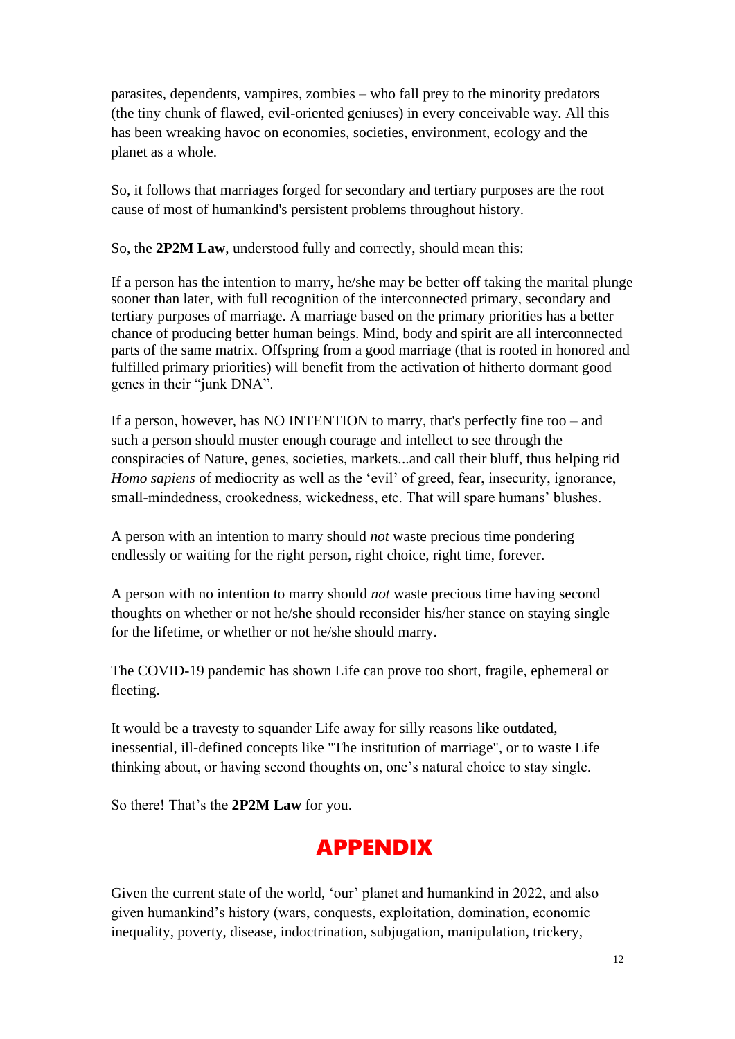parasites, dependents, vampires, zombies – who fall prey to the minority predators (the tiny chunk of flawed, evil-oriented geniuses) in every conceivable way. All this has been wreaking havoc on economies, societies, environment, ecology and the planet as a whole.

So, it follows that marriages forged for secondary and tertiary purposes are the root cause of most of humankind's persistent problems throughout history.

So, the **2P2M Law**, understood fully and correctly, should mean this:

If a person has the intention to marry, he/she may be better off taking the marital plunge sooner than later, with full recognition of the interconnected primary, secondary and tertiary purposes of marriage. A marriage based on the primary priorities has a better chance of producing better human beings. Mind, body and spirit are all interconnected parts of the same matrix. Offspring from a good marriage (that is rooted in honored and fulfilled primary priorities) will benefit from the activation of hitherto dormant good genes in their "junk DNA".

If a person, however, has NO INTENTION to marry, that's perfectly fine too – and such a person should muster enough courage and intellect to see through the conspiracies of Nature, genes, societies, markets...and call their bluff, thus helping rid *Homo sapiens* of mediocrity as well as the 'evil' of greed, fear, insecurity, ignorance, small-mindedness, crookedness, wickedness, etc. That will spare humans' blushes.

A person with an intention to marry should *not* waste precious time pondering endlessly or waiting for the right person, right choice, right time, forever.

A person with no intention to marry should *not* waste precious time having second thoughts on whether or not he/she should reconsider his/her stance on staying single for the lifetime, or whether or not he/she should marry.

The COVID-19 pandemic has shown Life can prove too short, fragile, ephemeral or fleeting.

It would be a travesty to squander Life away for silly reasons like outdated, inessential, ill-defined concepts like "The institution of marriage", or to waste Life thinking about, or having second thoughts on, one's natural choice to stay single.

So there! That's the **2P2M Law** for you.

# APPENDIX

Given the current state of the world, 'our' planet and humankind in 2022, and also given humankind's history (wars, conquests, exploitation, domination, economic inequality, poverty, disease, indoctrination, subjugation, manipulation, trickery,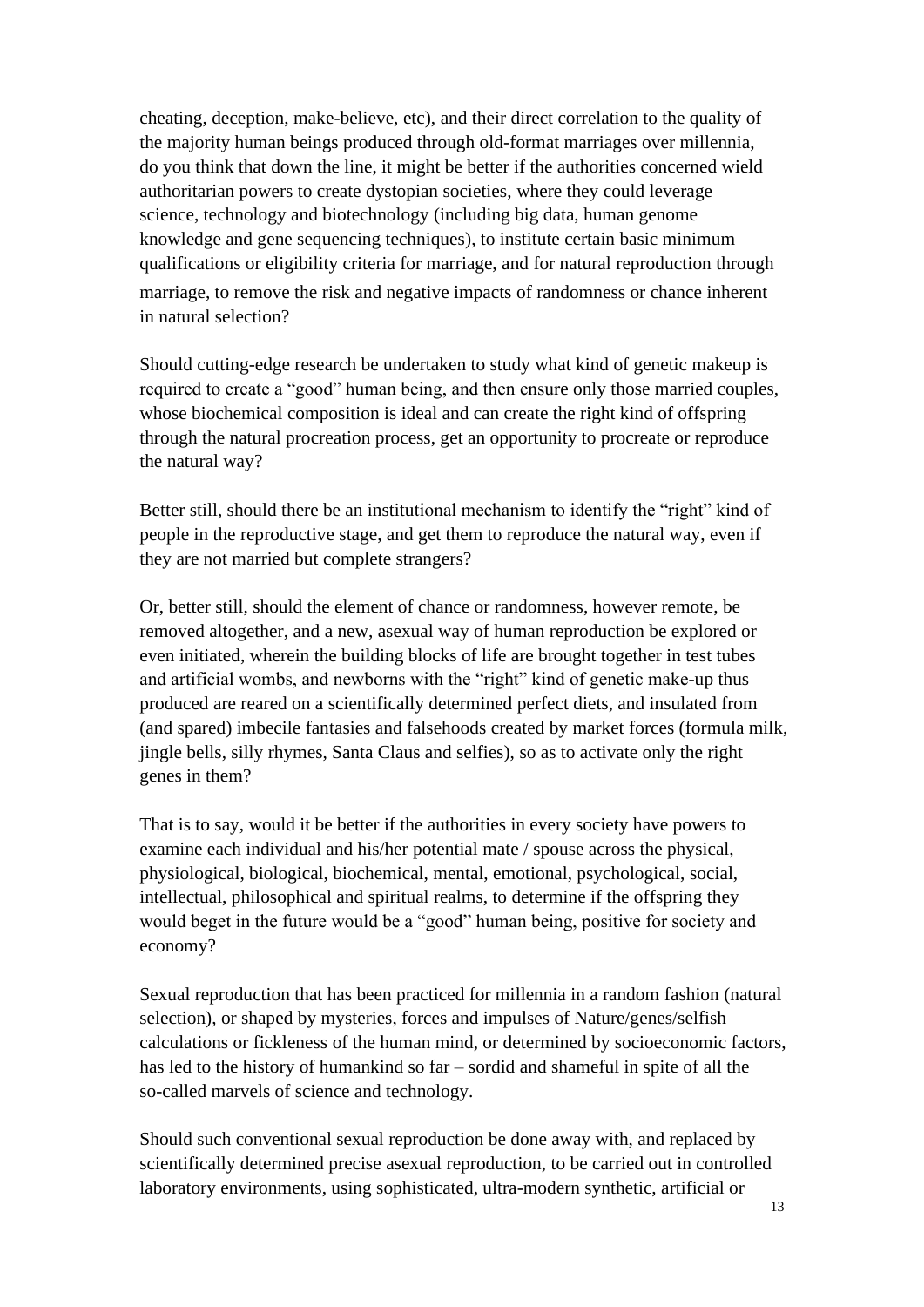cheating, deception, make-believe, etc), and their direct correlation to the quality of the majority human beings produced through old-format marriages over millennia, do you think that down the line, it might be better if the authorities concerned wield authoritarian powers to create dystopian societies, where they could leverage science, technology and biotechnology (including big data, human genome knowledge and gene sequencing techniques), to institute certain basic minimum qualifications or eligibility criteria for marriage, and for natural reproduction through marriage, to remove the risk and negative impacts of randomness or chance inherent in natural selection?

Should cutting-edge research be undertaken to study what kind of genetic makeup is required to create a "good" human being, and then ensure only those married couples, whose biochemical composition is ideal and can create the right kind of offspring through the natural procreation process, get an opportunity to procreate or reproduce the natural way?

Better still, should there be an institutional mechanism to identify the "right" kind of people in the reproductive stage, and get them to reproduce the natural way, even if they are not married but complete strangers?

Or, better still, should the element of chance or randomness, however remote, be removed altogether, and a new, asexual way of human reproduction be explored or even initiated, wherein the building blocks of life are brought together in test tubes and artificial wombs, and newborns with the "right" kind of genetic make-up thus produced are reared on a scientifically determined perfect diets, and insulated from (and spared) imbecile fantasies and falsehoods created by market forces (formula milk, jingle bells, silly rhymes, Santa Claus and selfies), so as to activate only the right genes in them?

That is to say, would it be better if the authorities in every society have powers to examine each individual and his/her potential mate / spouse across the physical, physiological, biological, biochemical, mental, emotional, psychological, social, intellectual, philosophical and spiritual realms, to determine if the offspring they would beget in the future would be a "good" human being, positive for society and economy?

Sexual reproduction that has been practiced for millennia in a random fashion (natural selection), or shaped by mysteries, forces and impulses of Nature/genes/selfish calculations or fickleness of the human mind, or determined by socioeconomic factors, has led to the history of humankind so far – sordid and shameful in spite of all the so-called marvels of science and technology.

Should such conventional sexual reproduction be done away with, and replaced by scientifically determined precise asexual reproduction, to be carried out in controlled laboratory environments, using sophisticated, ultra-modern synthetic, artificial or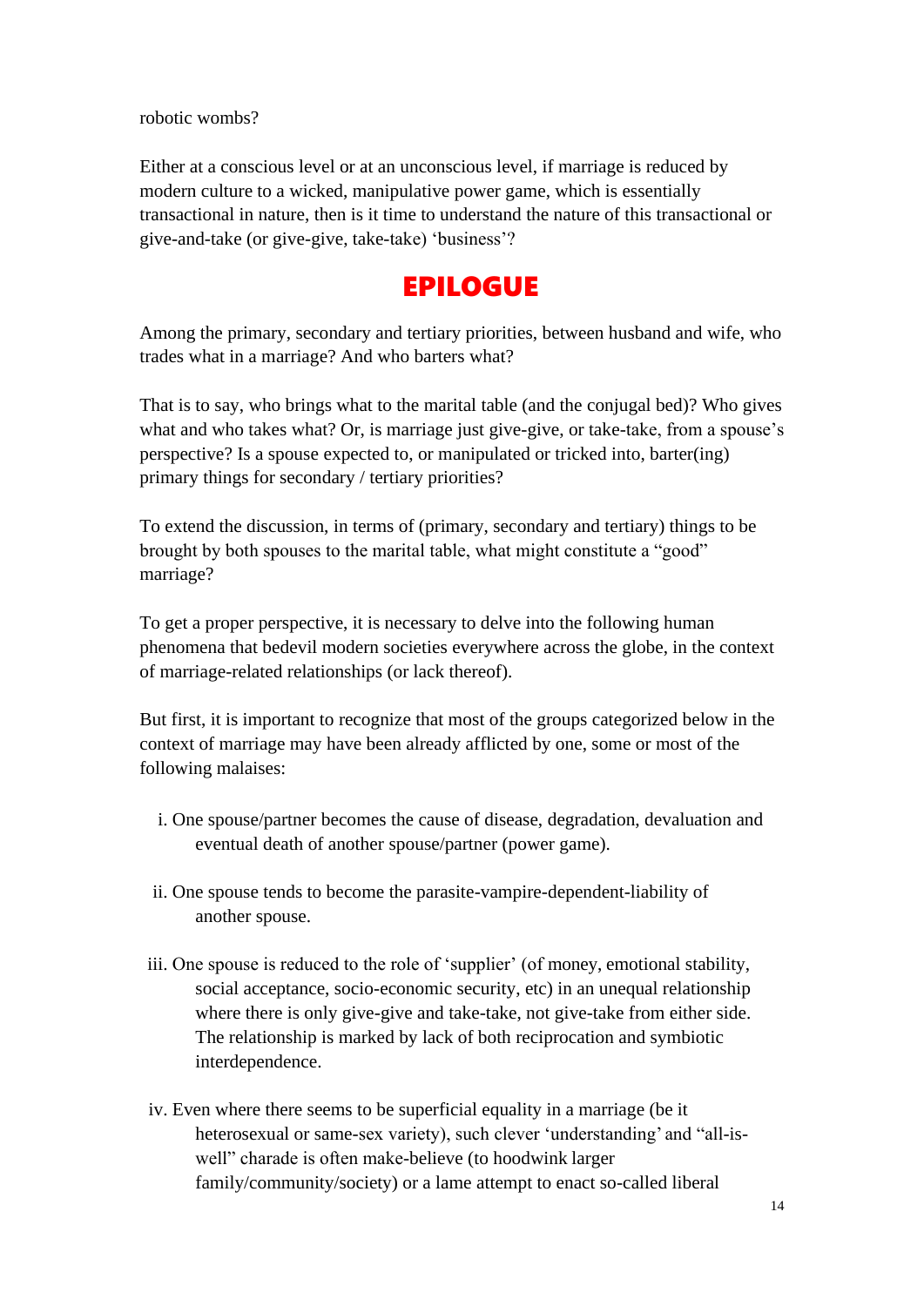robotic wombs?

Either at a conscious level or at an unconscious level, if marriage is reduced by modern culture to a wicked, manipulative power game, which is essentially transactional in nature, then is it time to understand the nature of this transactional or give-and-take (or give-give, take-take) 'business'?

# EPILOGUE

Among the primary, secondary and tertiary priorities, between husband and wife, who trades what in a marriage? And who barters what?

That is to say, who brings what to the marital table (and the conjugal bed)? Who gives what and who takes what? Or, is marriage just give-give, or take-take, from a spouse's perspective? Is a spouse expected to, or manipulated or tricked into, barter(ing) primary things for secondary / tertiary priorities?

To extend the discussion, in terms of (primary, secondary and tertiary) things to be brought by both spouses to the marital table, what might constitute a "good" marriage?

To get a proper perspective, it is necessary to delve into the following human phenomena that bedevil modern societies everywhere across the globe, in the context of marriage-related relationships (or lack thereof).

But first, it is important to recognize that most of the groups categorized below in the context of marriage may have been already afflicted by one, some or most of the following malaises:

i. One spouse/partner becomes the cause of disease, degradation, devaluation and eventual death of another spouse/partner (power game).

ii. One spouse tends to become the parasite-vampire-dependent-liability of another spouse.

iii. One spouse is reduced to the role of 'supplier' (of money, emotional stability, social acceptance, socio-economic security, etc) in an unequal relationship where there is only give-give and take-take, not give-take from either side. The relationship is marked by lack of both reciprocation and symbiotic interdependence.

iv. Even where there seems to be superficial equality in a marriage (be it heterosexual or same-sex variety), such clever 'understanding' and "all-is-well" charade is often make-believe (to hoodwink larger family/community/society) or a lame attempt to enact so-called liberal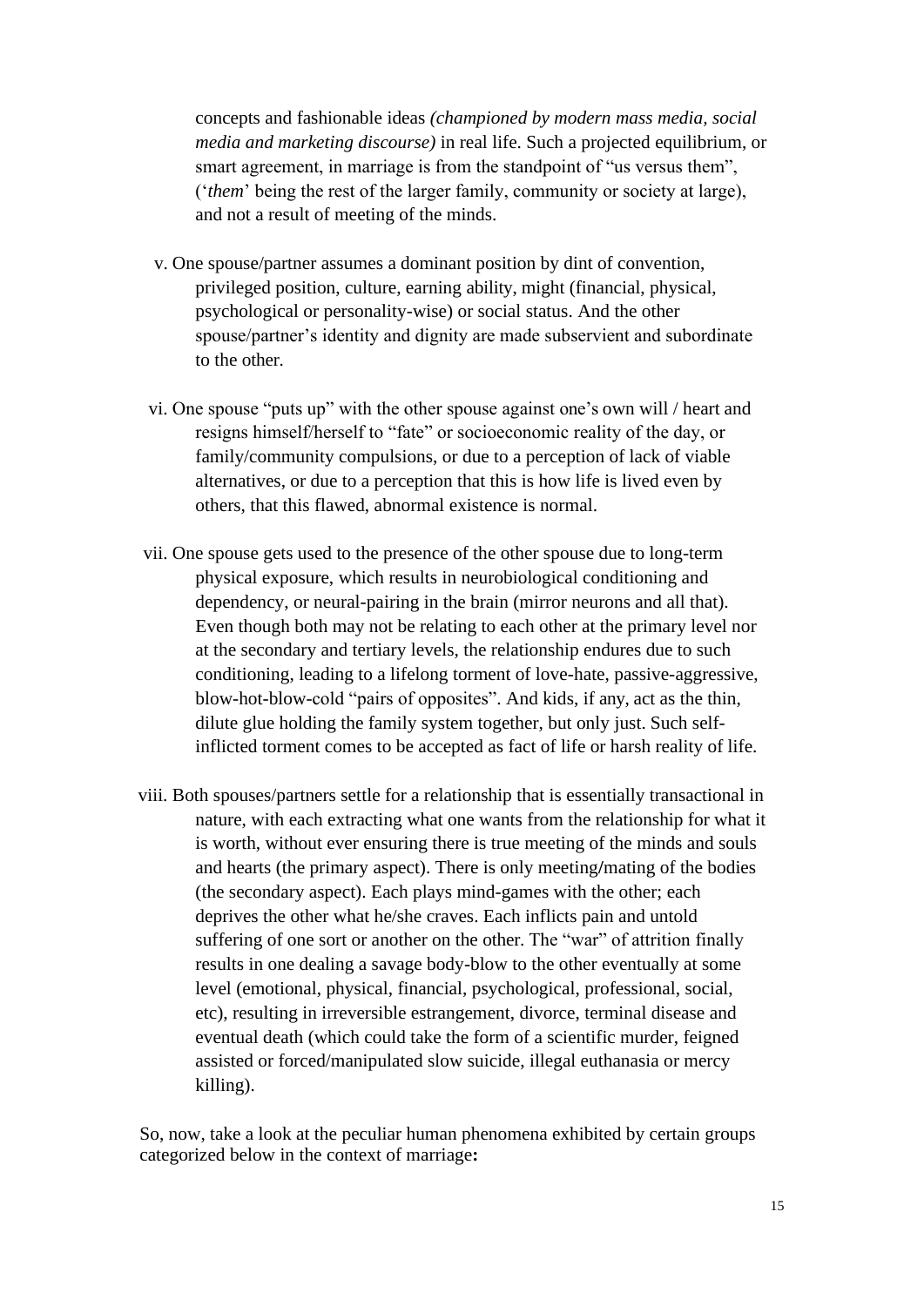concepts and fashionable ideas *(championed by modern mass media, social media and marketing discourse)* in real life. Such a projected equilibrium, or smart agreement, in marriage is from the standpoint of "us versus them", ('*them*' being the rest of the larger family, community or society at large), and not a result of meeting of the minds.

v. One spouse/partner assumes a dominant position by dint of convention, privileged position, culture, earning ability, might (financial, physical, psychological or personality-wise) or social status. And the other spouse/partner's identity and dignity are made subservient and subordinate to the other.

vi. One spouse "puts up" with the other spouse against one's own will / heart and resigns himself/herself to "fate" or socioeconomic reality of the day, or family/community compulsions, or due to a perception of lack of viable alternatives, or due to a perception that this is how life is lived even by others, that this flawed, abnormal existence is normal.

vii. One spouse gets used to the presence of the other spouse due to long-term physical exposure, which results in neurobiological conditioning and dependency, or neural-pairing in the brain (mirror neurons and all that). Even though both may not be relating to each other at the primary level nor at the secondary and tertiary levels, the relationship endures due to such conditioning, leading to a lifelong torment of love-hate, passive-aggressive, blow-hot-blow-cold "pairs of opposites". And kids, if any, act as the thin, dilute glue holding the family system together, but only just. Such self-inflicted torment comes to be accepted as fact of life or harsh reality of life.

viii. Both spouses/partners settle for a relationship that is essentially transactional in nature, with each extracting what one wants from the relationship for what it is worth, without ever ensuring there is true meeting of the minds and souls and hearts (the primary aspect). There is only meeting/mating of the bodies (the secondary aspect). Each plays mind-games with the other; each deprives the other what he/she craves. Each inflicts pain and untold suffering of one sort or another on the other. The "war" of attrition finally results in one dealing a savage body-blow to the other eventually at some level (emotional, physical, financial, psychological, professional, social, etc), resulting in irreversible estrangement, divorce, terminal disease and eventual death (which could take the form of a scientific murder, feigned assisted or forced/manipulated slow suicide, illegal euthanasia or mercy killing).

So, now, take a look at the peculiar human phenomena exhibited by certain groups categorized below in the context of marriage**:**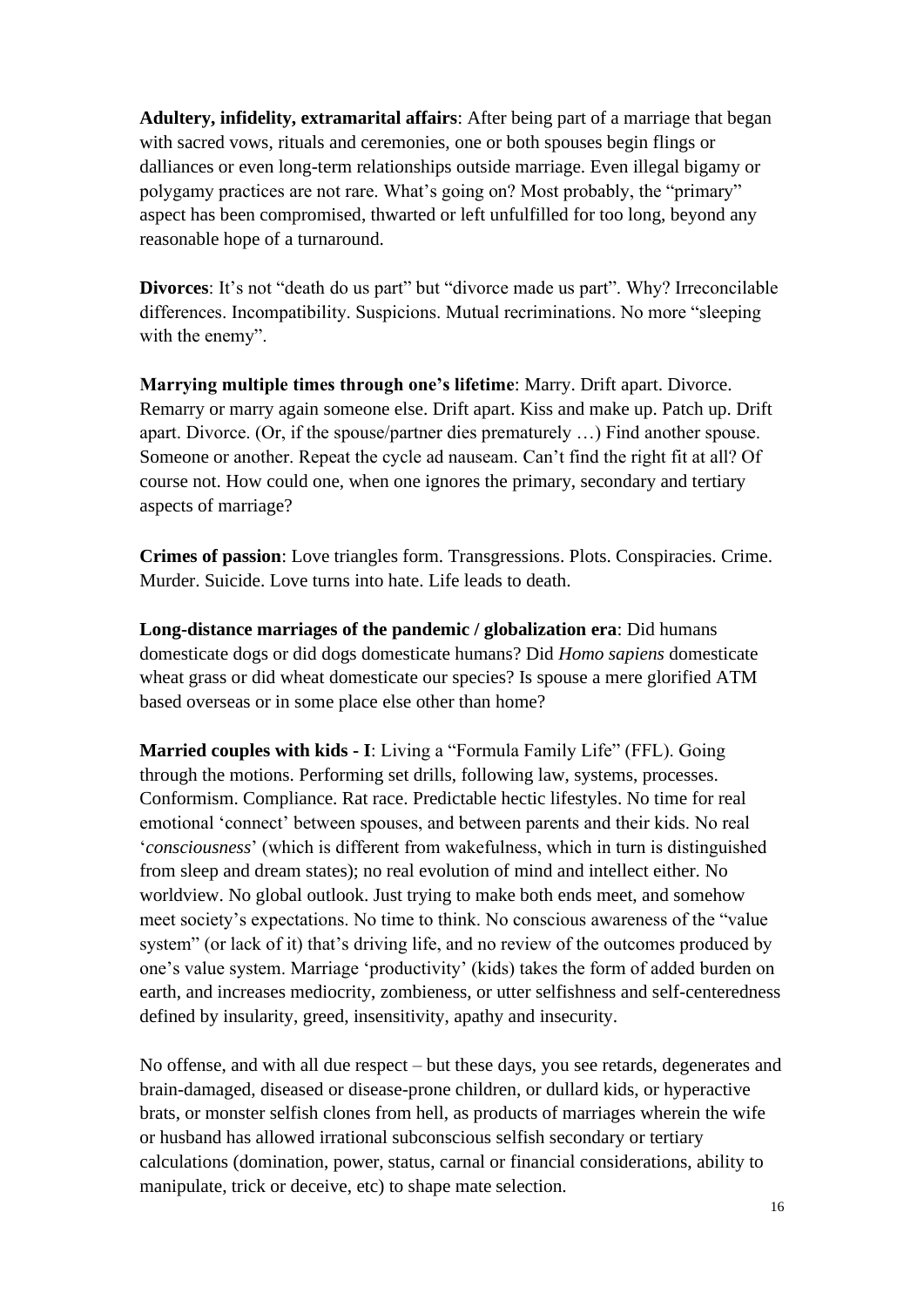**Adultery, infidelity, extramarital affairs**: After being part of a marriage that began with sacred vows, rituals and ceremonies, one or both spouses begin flings or dalliances or even long-term relationships outside marriage. Even illegal bigamy or polygamy practices are not rare. What's going on? Most probably, the "primary" aspect has been compromised, thwarted or left unfulfilled for too long, beyond any reasonable hope of a turnaround.

**Divorces**: It's not "death do us part" but "divorce made us part". Why? Irreconcilable differences. Incompatibility. Suspicions. Mutual recriminations. No more "sleeping with the enemy".

**Marrying multiple times through one's lifetime**: Marry. Drift apart. Divorce. Remarry or marry again someone else. Drift apart. Kiss and make up. Patch up. Drift apart. Divorce. (Or, if the spouse/partner dies prematurely …) Find another spouse. Someone or another. Repeat the cycle ad nauseam. Can't find the right fit at all? Of course not. How could one, when one ignores the primary, secondary and tertiary aspects of marriage?

**Crimes of passion**: Love triangles form. Transgressions. Plots. Conspiracies. Crime. Murder. Suicide. Love turns into hate. Life leads to death.

**Long-distance marriages of the pandemic / globalization era**: Did humans domesticate dogs or did dogs domesticate humans? Did *Homo sapiens* domesticate wheat grass or did wheat domesticate our species? Is spouse a mere glorified ATM based overseas or in some place else other than home?

**Married couples with kids - I**: Living a "Formula Family Life" (FFL). Going through the motions. Performing set drills, following law, systems, processes. Conformism. Compliance. Rat race. Predictable hectic lifestyles. No time for real emotional 'connect' between spouses, and between parents and their kids. No real '*consciousness*' (which is different from wakefulness, which in turn is distinguished from sleep and dream states); no real evolution of mind and intellect either. No worldview. No global outlook. Just trying to make both ends meet, and somehow meet society's expectations. No time to think. No conscious awareness of the "value system" (or lack of it) that's driving life, and no review of the outcomes produced by one's value system. Marriage 'productivity' (kids) takes the form of added burden on earth, and increases mediocrity, zombieness, or utter selfishness and self-centeredness defined by insularity, greed, insensitivity, apathy and insecurity.

No offense, and with all due respect – but these days, you see retards, degenerates and brain-damaged, diseased or disease-prone children, or dullard kids, or hyperactive brats, or monster selfish clones from hell, as products of marriages wherein the wife or husband has allowed irrational subconscious selfish secondary or tertiary calculations (domination, power, status, carnal or financial considerations, ability to manipulate, trick or deceive, etc) to shape mate selection.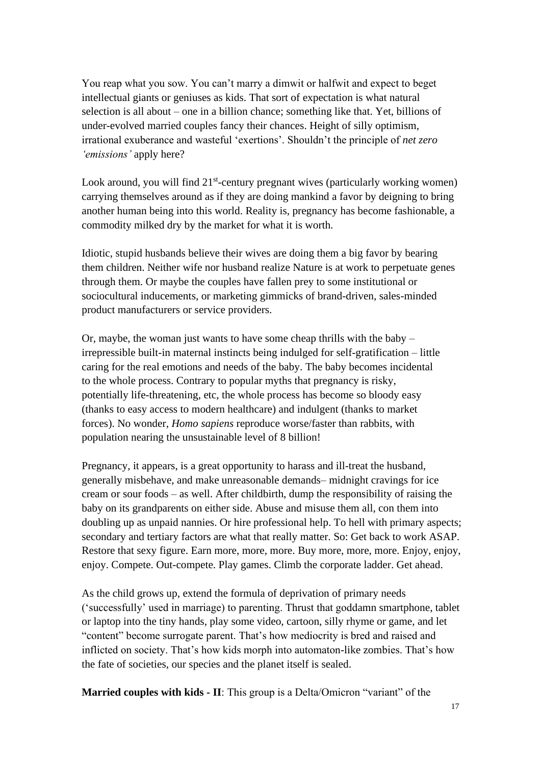You reap what you sow. You can't marry a dimwit or halfwit and expect to beget intellectual giants or geniuses as kids. That sort of expectation is what natural selection is all about – one in a billion chance; something like that. Yet, billions of under-evolved married couples fancy their chances. Height of silly optimism, irrational exuberance and wasteful 'exertions'. Shouldn't the principle of *net zero 'emissions'* apply here?

Look around, you will find 21st-century pregnant wives (particularly working women) carrying themselves around as if they are doing mankind a favor by deigning to bring another human being into this world. Reality is, pregnancy has become fashionable, a commodity milked dry by the market for what it is worth.

Idiotic, stupid husbands believe their wives are doing them a big favor by bearing them children. Neither wife nor husband realize Nature is at work to perpetuate genes through them. Or maybe the couples have fallen prey to some institutional or sociocultural inducements, or marketing gimmicks of brand-driven, sales-minded product manufacturers or service providers.

Or, maybe, the woman just wants to have some cheap thrills with the baby – irrepressible built-in maternal instincts being indulged for self-gratification – little caring for the real emotions and needs of the baby. The baby becomes incidental to the whole process. Contrary to popular myths that pregnancy is risky, potentially life-threatening, etc, the whole process has become so bloody easy (thanks to easy access to modern healthcare) and indulgent (thanks to market forces). No wonder, *Homo sapiens* reproduce worse/faster than rabbits, with population nearing the unsustainable level of 8 billion!

Pregnancy, it appears, is a great opportunity to harass and ill-treat the husband, generally misbehave, and make unreasonable demands– midnight cravings for ice cream or sour foods – as well. After childbirth, dump the responsibility of raising the baby on its grandparents on either side. Abuse and misuse them all, con them into doubling up as unpaid nannies. Or hire professional help. To hell with primary aspects; secondary and tertiary factors are what that really matter. So: Get back to work ASAP. Restore that sexy figure. Earn more, more, more. Buy more, more, more. Enjoy, enjoy, enjoy. Compete. Out-compete. Play games. Climb the corporate ladder. Get ahead.

As the child grows up, extend the formula of deprivation of primary needs ('successfully' used in marriage) to parenting. Thrust that goddamn smartphone, tablet or laptop into the tiny hands, play some video, cartoon, silly rhyme or game, and let "content" become surrogate parent. That's how mediocrity is bred and raised and inflicted on society. That's how kids morph into automaton-like zombies. That's how the fate of societies, our species and the planet itself is sealed.

**Married couples with kids - II**: This group is a Delta/Omicron "variant" of the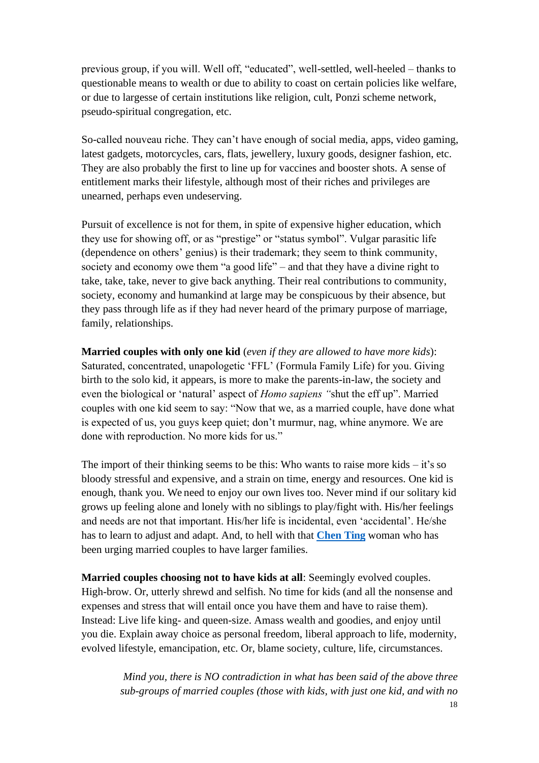previous group, if you will. Well off, "educated", well-settled, well-heeled – thanks to questionable means to wealth or due to ability to coast on certain policies like welfare, or due to largesse of certain institutions like religion, cult, Ponzi scheme network, pseudo-spiritual congregation, etc.

So-called nouveau riche. They can't have enough of social media, apps, video gaming, latest gadgets, motorcycles, cars, flats, jewellery, luxury goods, designer fashion, etc. They are also probably the first to line up for vaccines and booster shots. A sense of entitlement marks their lifestyle, although most of their riches and privileges are unearned, perhaps even undeserving.

Pursuit of excellence is not for them, in spite of expensive higher education, which they use for showing off, or as "prestige" or "status symbol". Vulgar parasitic life (dependence on others' genius) is their trademark; they seem to think community, society and economy owe them "a good life" – and that they have a divine right to take, take, take, never to give back anything. Their real contributions to community, society, economy and humankind at large may be conspicuous by their absence, but they pass through life as if they had never heard of the primary purpose of marriage, family, relationships.

**Married couples with only one kid** (*even if they are allowed to have more kids*): Saturated, concentrated, unapologetic 'FFL' (Formula Family Life) for you. Giving birth to the solo kid, it appears, is more to make the parents-in-law, the society and even the biological or 'natural' aspect of *Homo sapiens* "shut the eff up". Married couples with one kid seem to say: "Now that we, as a married couple, have done what is expected of us, you guys keep quiet; don't murmur, nag, whine anymore. We are done with reproduction. No more kids for us."

The import of their thinking seems to be this: Who wants to raise more kids – it's so bloody stressful and expensive, and a strain on time, energy and resources. One kid is enough, thank you. We need to enjoy our own lives too. Never mind if our solitary kid grows up feeling alone and lonely with no siblings to play/fight with. His/her feelings and needs are not that important. His/her life is incidental, even 'accidental'. He/she has to learn to adjust and adapt. And, to hell with that **Chen Ting** woman who has been urging married couples to have larger families.

**Married couples choosing not to have kids at all**: Seemingly evolved couples. High-brow. Or, utterly shrewd and selfish. No time for kids (and all the nonsense and expenses and stress that will entail once you have them and have to raise them). Instead: Live life king- and queen-size. Amass wealth and goodies, and enjoy until you die. Explain away choice as personal freedom, liberal approach to life, modernity, evolved lifestyle, emancipation, etc. Or, blame society, culture, life, circumstances.

> *Mind you, there is NO contradiction in what has been said of the above three sub-groups of married couples (those with kids, with just one kid, and with no*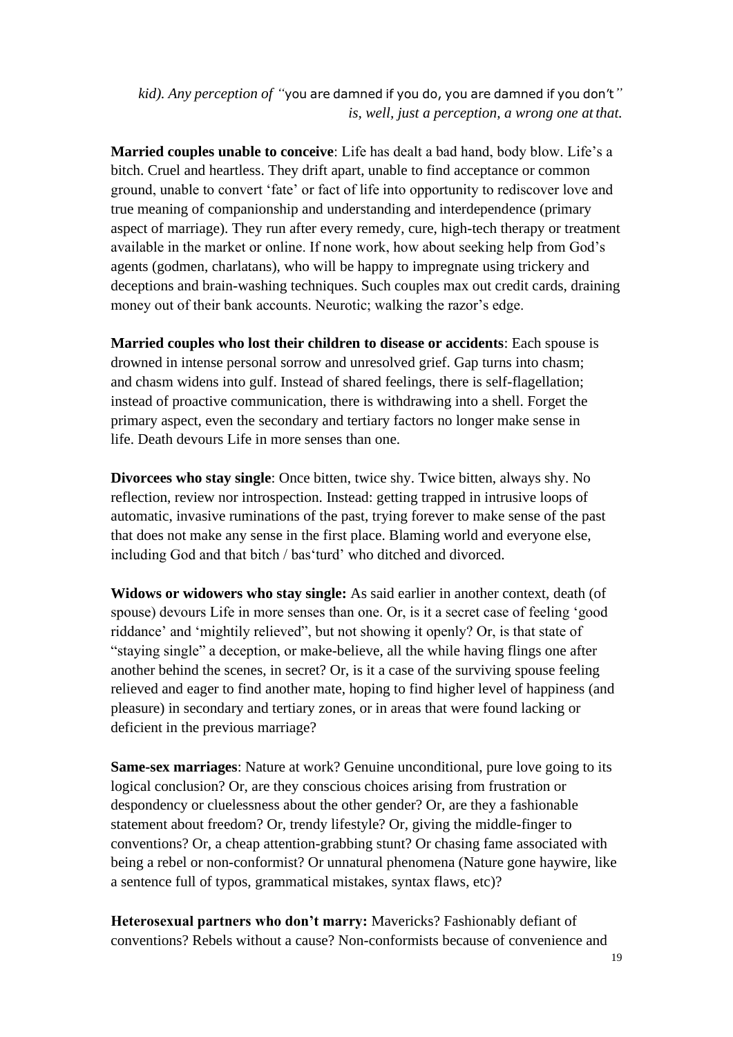*kid). Any perception of "you are damned if you do, you are damned if you don't" is, well, just a perception, a wrong one at that.*

**Married couples unable to conceive**: Life has dealt a bad hand, body blow. Life's a bitch. Cruel and heartless. They drift apart, unable to find acceptance or common ground, unable to convert 'fate' or fact of life into opportunity to rediscover love and true meaning of companionship and understanding and interdependence (primary aspect of marriage). They run after every remedy, cure, high-tech therapy or treatment available in the market or online. If none work, how about seeking help from God's agents (godmen, charlatans), who will be happy to impregnate using trickery and deceptions and brain-washing techniques. Such couples max out credit cards, draining money out of their bank accounts. Neurotic; walking the razor's edge.

**Married couples who lost their children to disease or accidents**: Each spouse is drowned in intense personal sorrow and unresolved grief. Gap turns into chasm; and chasm widens into gulf. Instead of shared feelings, there is self-flagellation; instead of proactive communication, there is withdrawing into a shell. Forget the primary aspect, even the secondary and tertiary factors no longer make sense in life. Death devours Life in more senses than one.

**Divorcees who stay single**: Once bitten, twice shy. Twice bitten, always shy. No reflection, review nor introspection. Instead: getting trapped in intrusive loops of automatic, invasive ruminations of the past, trying forever to make sense of the past that does not make any sense in the first place. Blaming world and everyone else, including God and that bitch / bas'turd' who ditched and divorced.

**Widows or widowers who stay single:** As said earlier in another context, death (of spouse) devours Life in more senses than one. Or, is it a secret case of feeling 'good riddance' and 'mightily relieved", but not showing it openly? Or, is that state of "staying single" a deception, or make-believe, all the while having flings one after another behind the scenes, in secret? Or, is it a case of the surviving spouse feeling relieved and eager to find another mate, hoping to find higher level of happiness (and pleasure) in secondary and tertiary zones, or in areas that were found lacking or deficient in the previous marriage?

**Same-sex marriages**: Nature at work? Genuine unconditional, pure love going to its logical conclusion? Or, are they conscious choices arising from frustration or despondency or cluelessness about the other gender? Or, are they a fashionable statement about freedom? Or, trendy lifestyle? Or, giving the middle-finger to conventions? Or, a cheap attention-grabbing stunt? Or chasing fame associated with being a rebel or non-conformist? Or unnatural phenomena (Nature gone haywire, like a sentence full of typos, grammatical mistakes, syntax flaws, etc)?

**Heterosexual partners who don't marry:** Mavericks? Fashionably defiant of conventions? Rebels without a cause? Non-conformists because of convenience and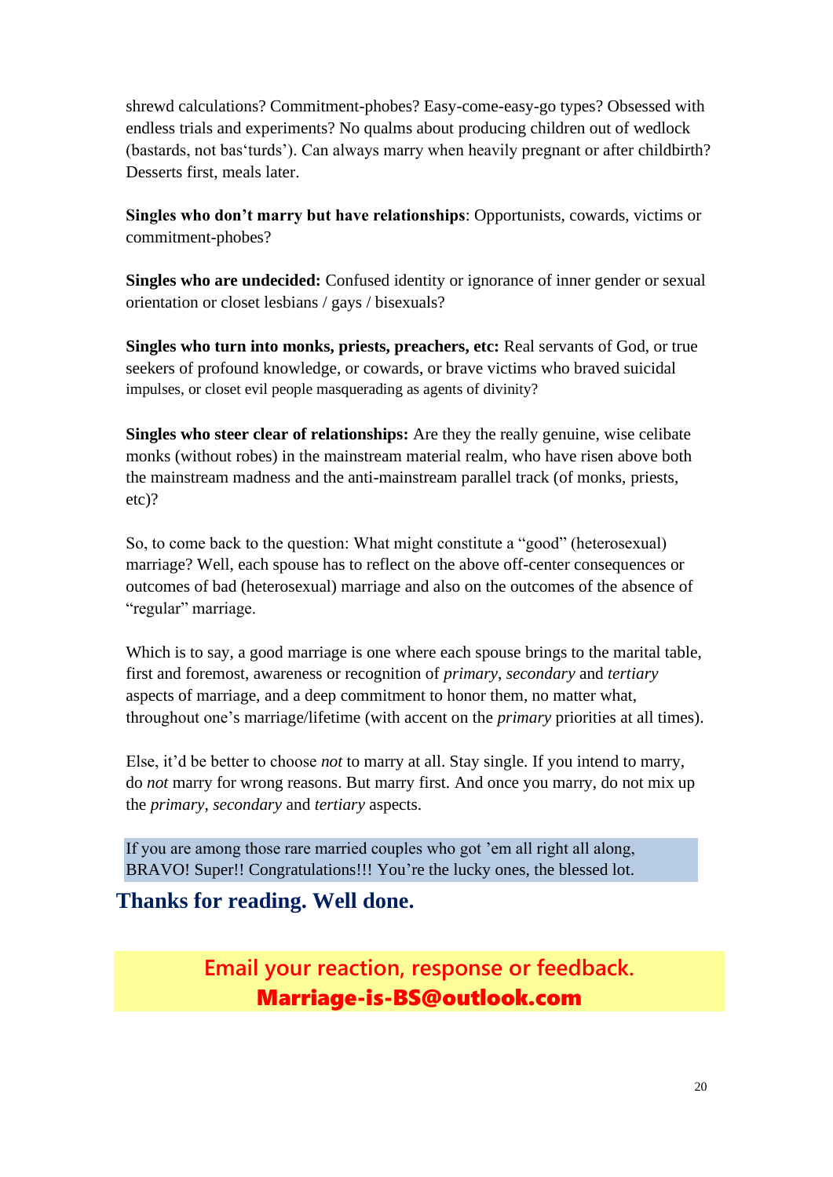shrewd calculations? Commitment-phobes? Easy-come-easy-go types? Obsessed with endless trials and experiments? No qualms about producing children out of wedlock (bastards, not bas'turds'). Can always marry when heavily pregnant or after childbirth? Desserts first, meals later.

**Singles who don't marry but have relationships**: Opportunists, cowards, victims or commitment-phobes?

**Singles who are undecided:** Confused identity or ignorance of inner gender or sexual orientation or closet lesbians / gays / bisexuals?

**Singles who turn into monks, priests, preachers, etc:** Real servants of God, or true seekers of profound knowledge, or cowards, or brave victims who braved suicidal impulses, or closet evil people masquerading as agents of divinity?

**Singles who steer clear of relationships:** Are they the really genuine, wise celibate monks (without robes) in the mainstream material realm, who have risen above both the mainstream madness and the anti-mainstream parallel track (of monks, priests, etc)?

So, to come back to the question: What might constitute a "good" (heterosexual) marriage? Well, each spouse has to reflect on the above off-center consequences or outcomes of bad (heterosexual) marriage and also on the outcomes of the absence of "regular" marriage.

Which is to say, a good marriage is one where each spouse brings to the marital table, first and foremost, awareness or recognition of *primary*, *secondary* and *tertiary* aspects of marriage, and a deep commitment to honor them, no matter what, throughout one's marriage/lifetime (with accent on the *primary* priorities at all times).

Else, it'd be better to choose *not* to marry at all. Stay single. If you intend to marry, do *not* marry for wrong reasons. But marry first. And once you marry, do not mix up the *primary*, *secondary* and *tertiary* aspects.

If you are among those rare married couples who got 'em all right all along, BRAVO! Super!! Congratulations!!! You're the lucky ones, the blessed lot.

## Thanks for reading. Well done.

**Email your reaction, response or feedback.**
**Marriage-is-BS@outlook.com**